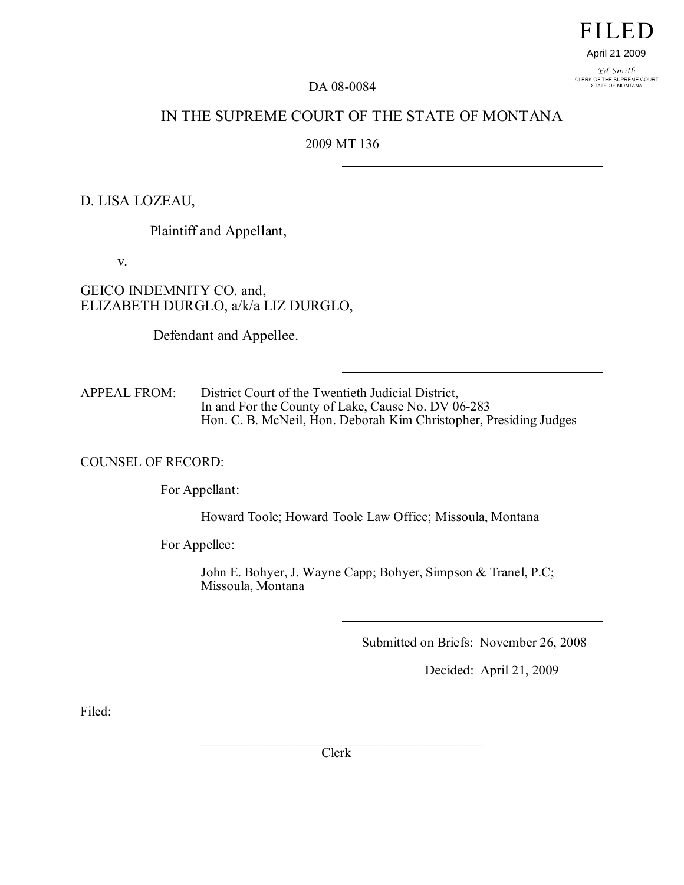FILED

April 21 2009

Ed Smith
CLERK OF THE SUPREME COURT
STATE OF MONTANA

DA 08-0084

IN THE SUPREME COURT OF THE STATE OF MONTANA

2009 MT 136

---

D. LISA LOZEAU,

Plaintiff and Appellant,

v.

GEICO INDEMNITY CO. and,
ELIZABETH DURGLO, a/k/a LIZ DURGLO,

Defendant and Appellee.

---

APPEAL FROM: District Court of the Twentieth Judicial District,
In and For the County of Lake, Cause No. DV 06-283
Hon. C. B. McNeil, Hon. Deborah Kim Christopher, Presiding Judges

COUNSEL OF RECORD:

For Appellant:

Howard Toole; Howard Toole Law Office; Missoula, Montana

For Appellee:

John E. Bohyer, J. Wayne Capp; Bohyer, Simpson & Tranel, P.C;
Missoula, Montana

---

Submitted on Briefs: November 26, 2008

Decided: April 21, 2009

Filed:

\_\_\_\_\_\_\_\_\_\_\_\_\_\_\_\_\_\_\_\_\_\_\_\_\_\_\_\_\_\_\_\_\_\_\_\_\_\_\_\_\_\_\_\_
Clerk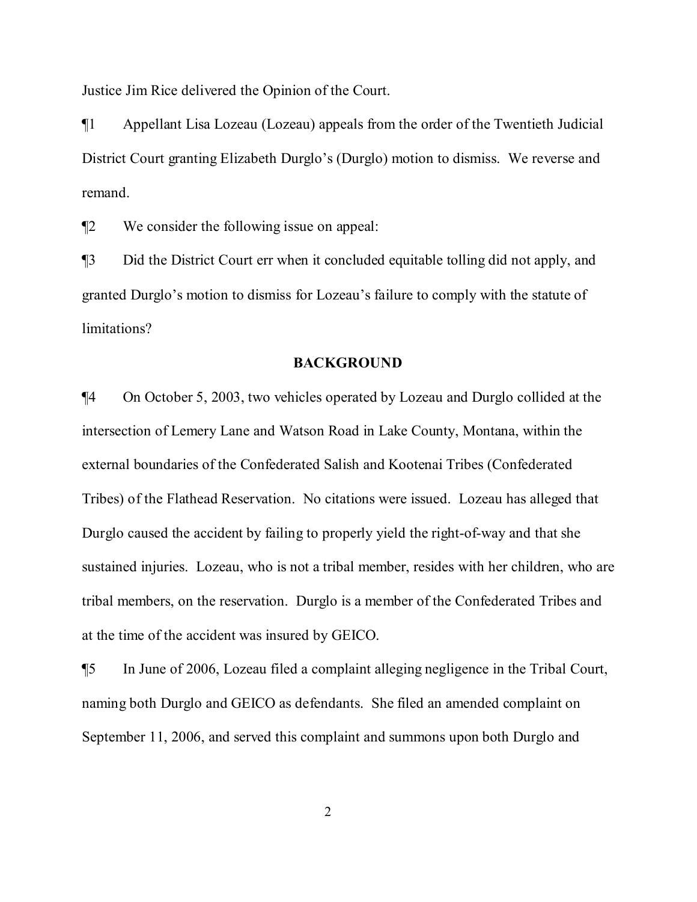Justice Jim Rice delivered the Opinion of the Court.

¶1 Appellant Lisa Lozeau (Lozeau) appeals from the order of the Twentieth Judicial District Court granting Elizabeth Durglo's (Durglo) motion to dismiss. We reverse and remand.

¶2 We consider the following issue on appeal:

¶3 Did the District Court err when it concluded equitable tolling did not apply, and granted Durglo's motion to dismiss for Lozeau's failure to comply with the statute of limitations?

## BACKGROUND

¶4 On October 5, 2003, two vehicles operated by Lozeau and Durglo collided at the intersection of Lemery Lane and Watson Road in Lake County, Montana, within the external boundaries of the Confederated Salish and Kootenai Tribes (Confederated Tribes) of the Flathead Reservation. No citations were issued. Lozeau has alleged that Durglo caused the accident by failing to properly yield the right-of-way and that she sustained injuries. Lozeau, who is not a tribal member, resides with her children, who are tribal members, on the reservation. Durglo is a member of the Confederated Tribes and at the time of the accident was insured by GEICO.

¶5 In June of 2006, Lozeau filed a complaint alleging negligence in the Tribal Court, naming both Durglo and GEICO as defendants. She filed an amended complaint on September 11, 2006, and served this complaint and summons upon both Durglo and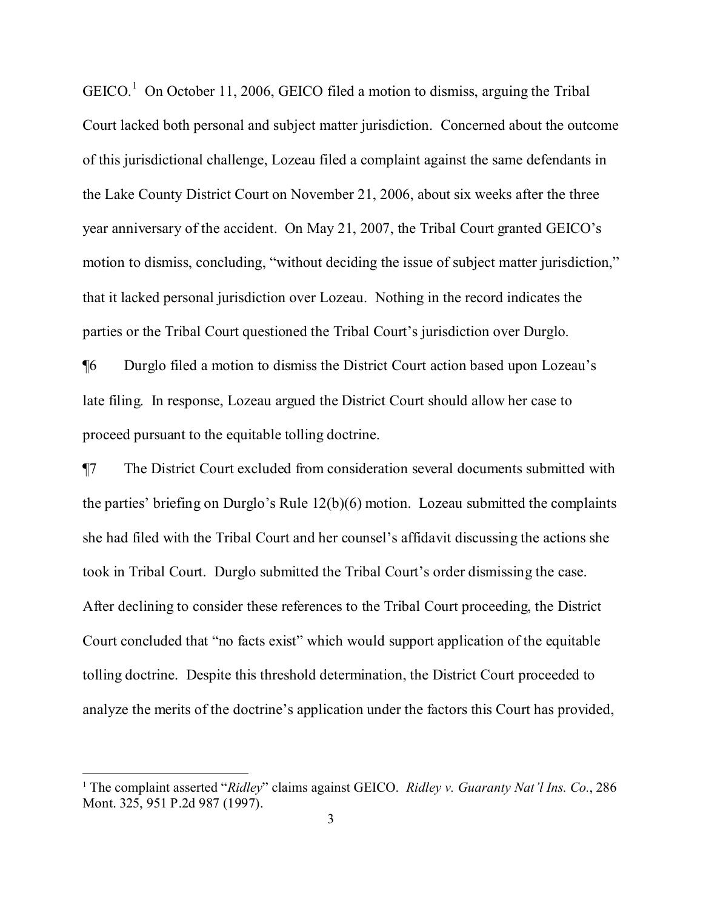GEICO.[1] On October 11, 2006, GEICO filed a motion to dismiss, arguing the Tribal Court lacked both personal and subject matter jurisdiction. Concerned about the outcome of this jurisdictional challenge, Lozeau filed a complaint against the same defendants in the Lake County District Court on November 21, 2006, about six weeks after the three year anniversary of the accident. On May 21, 2007, the Tribal Court granted GEICO's motion to dismiss, concluding, "without deciding the issue of subject matter jurisdiction," that it lacked personal jurisdiction over Lozeau. Nothing in the record indicates the parties or the Tribal Court questioned the Tribal Court's jurisdiction over Durglo.

¶6 Durglo filed a motion to dismiss the District Court action based upon Lozeau's late filing. In response, Lozeau argued the District Court should allow her case to proceed pursuant to the equitable tolling doctrine.

¶7 The District Court excluded from consideration several documents submitted with the parties' briefing on Durglo's Rule 12(b)(6) motion. Lozeau submitted the complaints she had filed with the Tribal Court and her counsel's affidavit discussing the actions she took in Tribal Court. Durglo submitted the Tribal Court's order dismissing the case. After declining to consider these references to the Tribal Court proceeding, the District Court concluded that "no facts exist" which would support application of the equitable tolling doctrine. Despite this threshold determination, the District Court proceeded to analyze the merits of the doctrine's application under the factors this Court has provided,

[1] The complaint asserted "*Ridley*" claims against GEICO. *Ridley v. Guaranty Nat'l Ins. Co.*, 286 Mont. 325, 951 P.2d 987 (1997).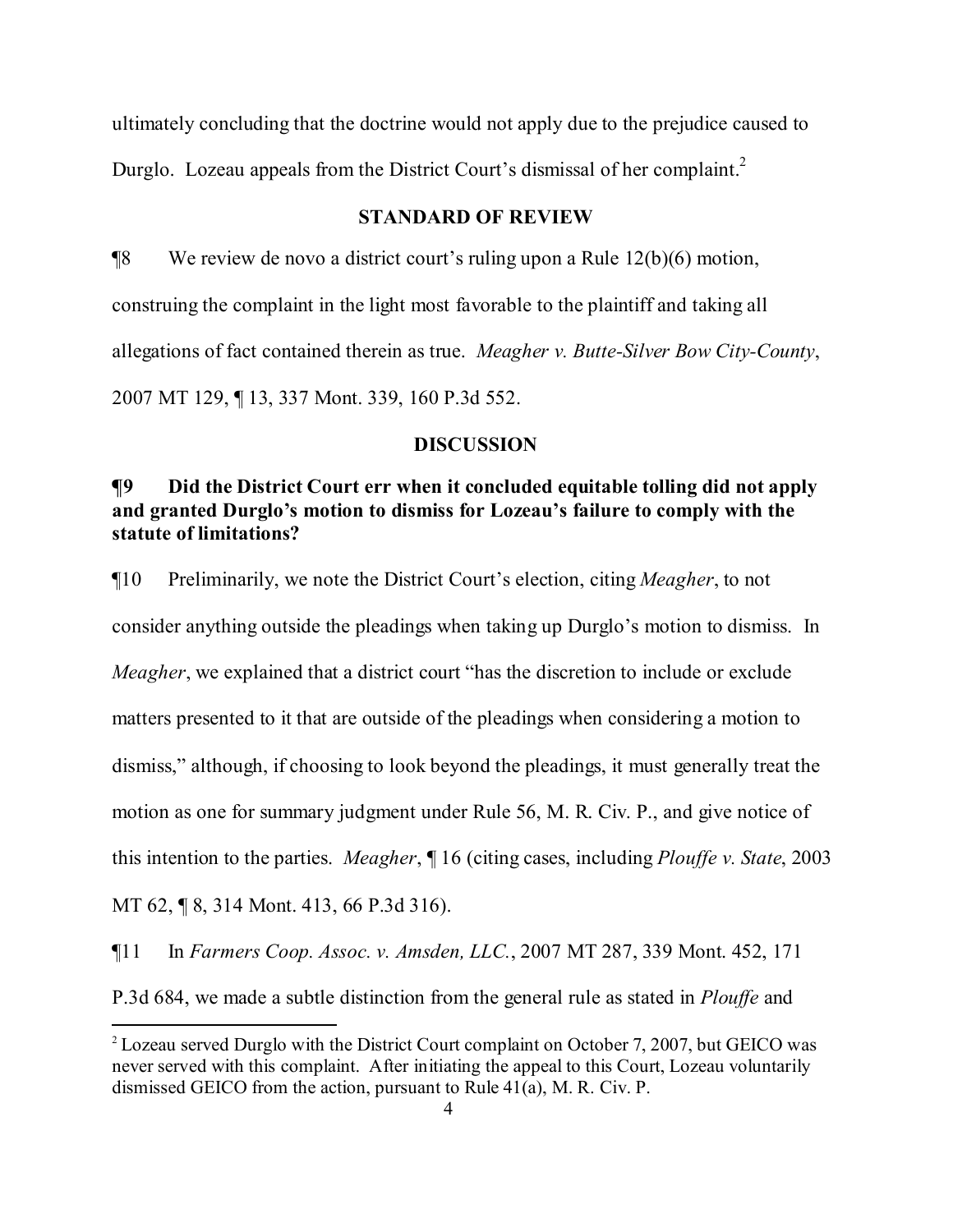ultimately concluding that the doctrine would not apply due to the prejudice caused to Durglo. Lozeau appeals from the District Court's dismissal of her complaint.[2]

## STANDARD OF REVIEW

¶8 We review de novo a district court's ruling upon a Rule 12(b)(6) motion, construing the complaint in the light most favorable to the plaintiff and taking all allegations of fact contained therein as true. *Meagher v. Butte-Silver Bow City-County*, 2007 MT 129, ¶ 13, 337 Mont. 339, 160 P.3d 552.

## DISCUSSION

**¶9 Did the District Court err when it concluded equitable tolling did not apply and granted Durglo's motion to dismiss for Lozeau's failure to comply with the statute of limitations?**

¶10 Preliminarily, we note the District Court's election, citing *Meagher*, to not consider anything outside the pleadings when taking up Durglo's motion to dismiss. In *Meagher*, we explained that a district court "has the discretion to include or exclude matters presented to it that are outside of the pleadings when considering a motion to dismiss," although, if choosing to look beyond the pleadings, it must generally treat the motion as one for summary judgment under Rule 56, M. R. Civ. P., and give notice of this intention to the parties. *Meagher*, ¶ 16 (citing cases, including *Plouffe v. State*, 2003 MT 62, ¶ 8, 314 Mont. 413, 66 P.3d 316).

¶11 In *Farmers Coop. Assoc. v. Amsden, LLC.*, 2007 MT 287, 339 Mont. 452, 171 P.3d 684, we made a subtle distinction from the general rule as stated in *Plouffe* and

[2] Lozeau served Durglo with the District Court complaint on October 7, 2007, but GEICO was never served with this complaint. After initiating the appeal to this Court, Lozeau voluntarily dismissed GEICO from the action, pursuant to Rule 41(a), M. R. Civ. P.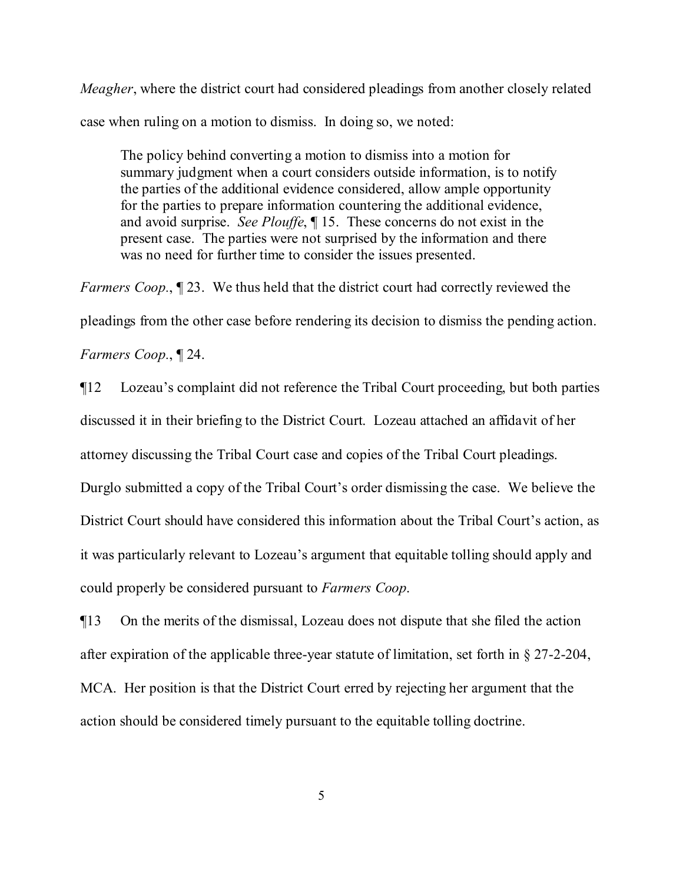*Meagher*, where the district court had considered pleadings from another closely related case when ruling on a motion to dismiss. In doing so, we noted:

> The policy behind converting a motion to dismiss into a motion for summary judgment when a court considers outside information, is to notify the parties of the additional evidence considered, allow ample opportunity for the parties to prepare information countering the additional evidence, and avoid surprise. *See Plouffe*, ¶ 15. These concerns do not exist in the present case. The parties were not surprised by the information and there was no need for further time to consider the issues presented.

*Farmers Coop.*, ¶ 23. We thus held that the district court had correctly reviewed the pleadings from the other case before rendering its decision to dismiss the pending action. *Farmers Coop.*, ¶ 24.

¶12 Lozeau's complaint did not reference the Tribal Court proceeding, but both parties discussed it in their briefing to the District Court. Lozeau attached an affidavit of her attorney discussing the Tribal Court case and copies of the Tribal Court pleadings. Durglo submitted a copy of the Tribal Court's order dismissing the case. We believe the District Court should have considered this information about the Tribal Court's action, as it was particularly relevant to Lozeau's argument that equitable tolling should apply and could properly be considered pursuant to *Farmers Coop.*

¶13 On the merits of the dismissal, Lozeau does not dispute that she filed the action after expiration of the applicable three-year statute of limitation, set forth in § 27-2-204, MCA. Her position is that the District Court erred by rejecting her argument that the action should be considered timely pursuant to the equitable tolling doctrine.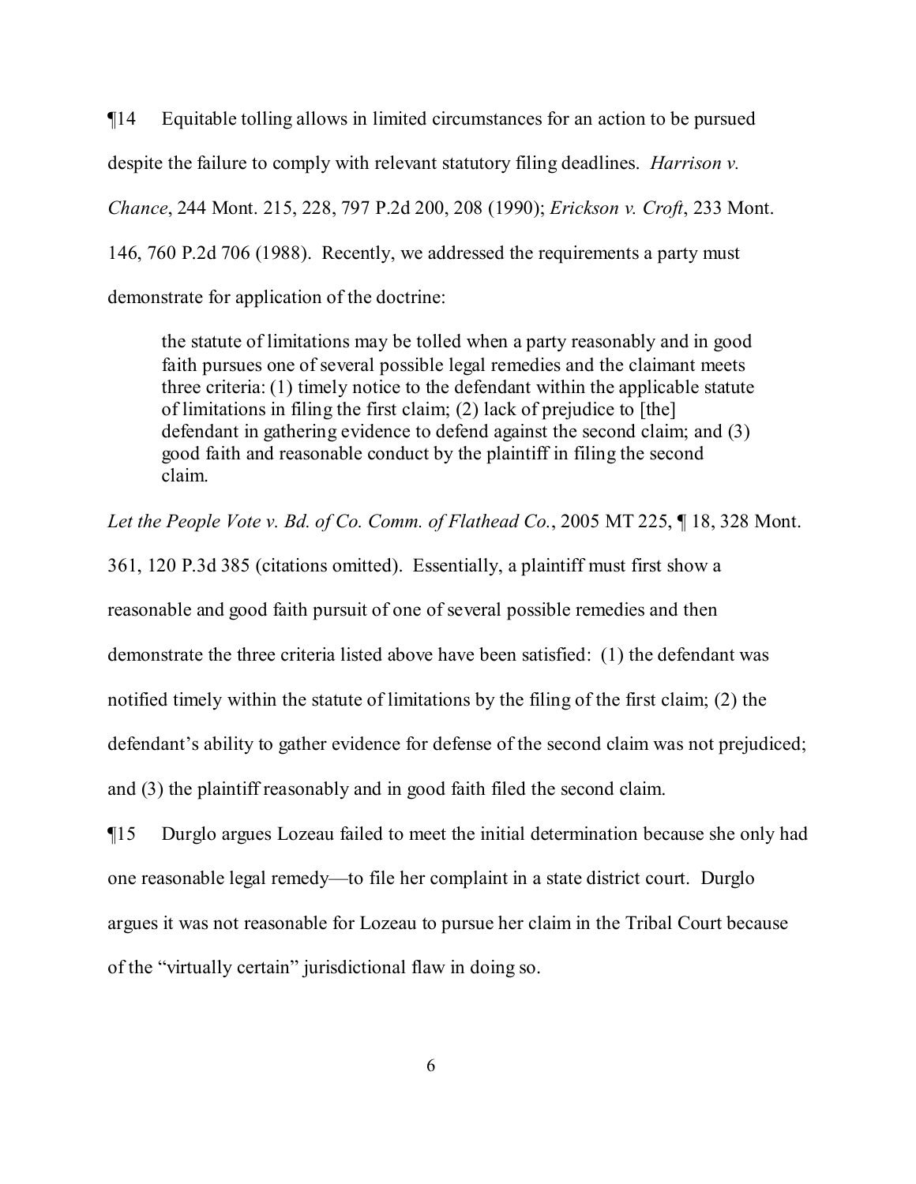¶14 Equitable tolling allows in limited circumstances for an action to be pursued despite the failure to comply with relevant statutory filing deadlines. *Harrison v. Chance*, 244 Mont. 215, 228, 797 P.2d 200, 208 (1990); *Erickson v. Croft*, 233 Mont. 146, 760 P.2d 706 (1988). Recently, we addressed the requirements a party must demonstrate for application of the doctrine:

> the statute of limitations may be tolled when a party reasonably and in good faith pursues one of several possible legal remedies and the claimant meets three criteria: (1) timely notice to the defendant within the applicable statute of limitations in filing the first claim; (2) lack of prejudice to [the] defendant in gathering evidence to defend against the second claim; and (3) good faith and reasonable conduct by the plaintiff in filing the second claim.

*Let the People Vote v. Bd. of Co. Comm. of Flathead Co.*, 2005 MT 225, ¶ 18, 328 Mont. 361, 120 P.3d 385 (citations omitted). Essentially, a plaintiff must first show a reasonable and good faith pursuit of one of several possible remedies and then demonstrate the three criteria listed above have been satisfied: (1) the defendant was notified timely within the statute of limitations by the filing of the first claim; (2) the defendant's ability to gather evidence for defense of the second claim was not prejudiced; and (3) the plaintiff reasonably and in good faith filed the second claim.

¶15 Durglo argues Lozeau failed to meet the initial determination because she only had one reasonable legal remedy—to file her complaint in a state district court. Durglo argues it was not reasonable for Lozeau to pursue her claim in the Tribal Court because of the "virtually certain" jurisdictional flaw in doing so.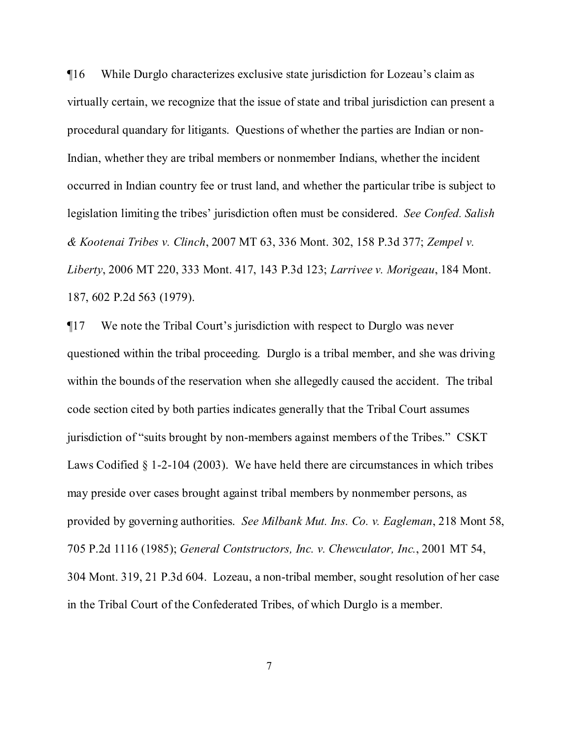¶16 While Durglo characterizes exclusive state jurisdiction for Lozeau's claim as virtually certain, we recognize that the issue of state and tribal jurisdiction can present a procedural quandary for litigants. Questions of whether the parties are Indian or non-Indian, whether they are tribal members or nonmember Indians, whether the incident occurred in Indian country fee or trust land, and whether the particular tribe is subject to legislation limiting the tribes' jurisdiction often must be considered. *See Confed. Salish & Kootenai Tribes v. Clinch*, 2007 MT 63, 336 Mont. 302, 158 P.3d 377; *Zempel v. Liberty*, 2006 MT 220, 333 Mont. 417, 143 P.3d 123; *Larrivee v. Morigeau*, 184 Mont. 187, 602 P.2d 563 (1979).

¶17 We note the Tribal Court's jurisdiction with respect to Durglo was never questioned within the tribal proceeding. Durglo is a tribal member, and she was driving within the bounds of the reservation when she allegedly caused the accident. The tribal code section cited by both parties indicates generally that the Tribal Court assumes jurisdiction of "suits brought by non-members against members of the Tribes." CSKT Laws Codified § 1-2-104 (2003). We have held there are circumstances in which tribes may preside over cases brought against tribal members by nonmember persons, as provided by governing authorities. *See Milbank Mut. Ins. Co. v. Eagleman*, 218 Mont 58, 705 P.2d 1116 (1985); *General Contstructors, Inc. v. Chewculator, Inc.*, 2001 MT 54, 304 Mont. 319, 21 P.3d 604. Lozeau, a non-tribal member, sought resolution of her case in the Tribal Court of the Confederated Tribes, of which Durglo is a member.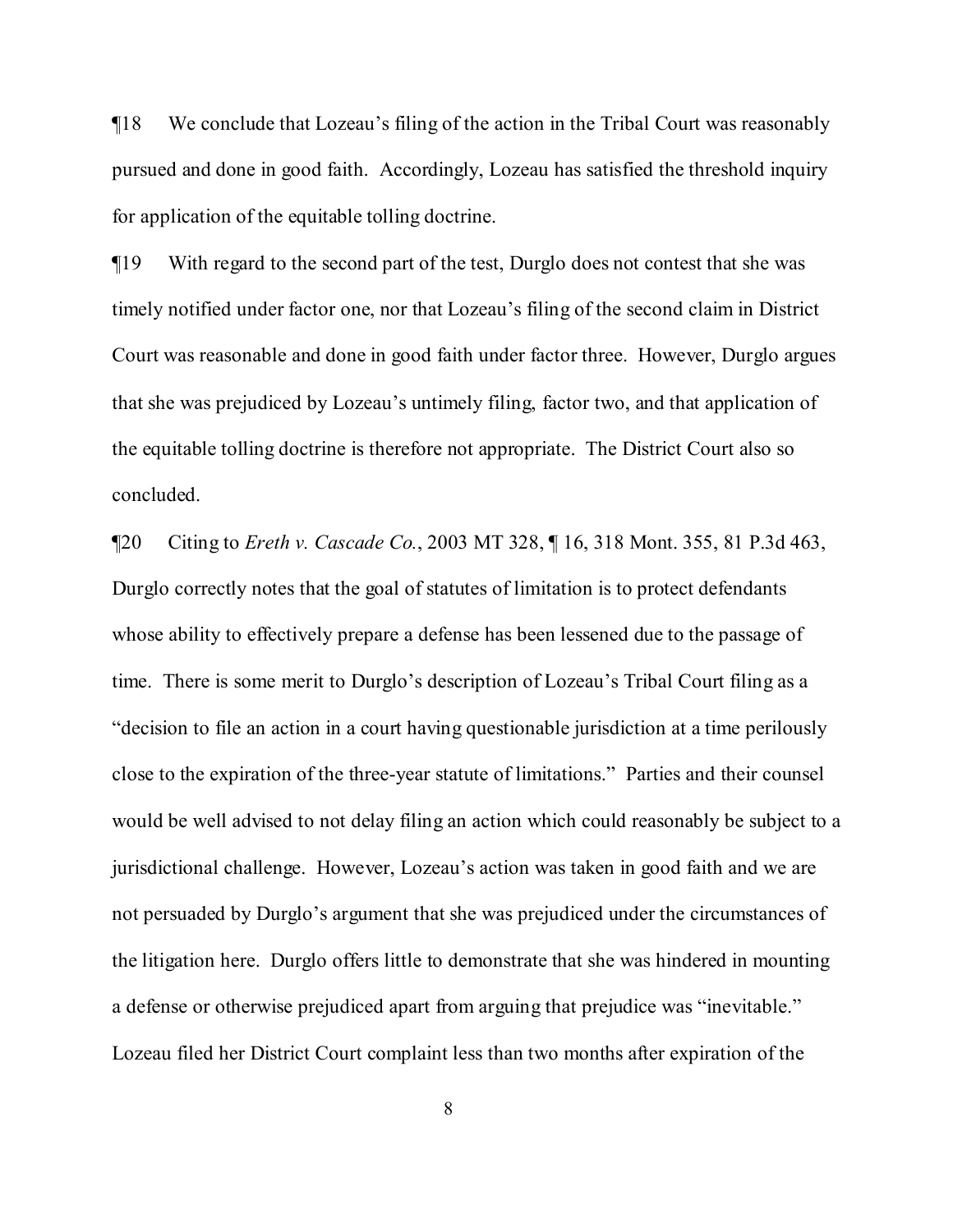¶18 We conclude that Lozeau's filing of the action in the Tribal Court was reasonably pursued and done in good faith. Accordingly, Lozeau has satisfied the threshold inquiry for application of the equitable tolling doctrine.

¶19 With regard to the second part of the test, Durglo does not contest that she was timely notified under factor one, nor that Lozeau's filing of the second claim in District Court was reasonable and done in good faith under factor three. However, Durglo argues that she was prejudiced by Lozeau's untimely filing, factor two, and that application of the equitable tolling doctrine is therefore not appropriate. The District Court also so concluded.

¶20 Citing to *Ereth v. Cascade Co.*, 2003 MT 328, ¶ 16, 318 Mont. 355, 81 P.3d 463, Durglo correctly notes that the goal of statutes of limitation is to protect defendants whose ability to effectively prepare a defense has been lessened due to the passage of time. There is some merit to Durglo's description of Lozeau's Tribal Court filing as a "decision to file an action in a court having questionable jurisdiction at a time perilously close to the expiration of the three-year statute of limitations." Parties and their counsel would be well advised to not delay filing an action which could reasonably be subject to a jurisdictional challenge. However, Lozeau's action was taken in good faith and we are not persuaded by Durglo's argument that she was prejudiced under the circumstances of the litigation here. Durglo offers little to demonstrate that she was hindered in mounting a defense or otherwise prejudiced apart from arguing that prejudice was "inevitable." Lozeau filed her District Court complaint less than two months after expiration of the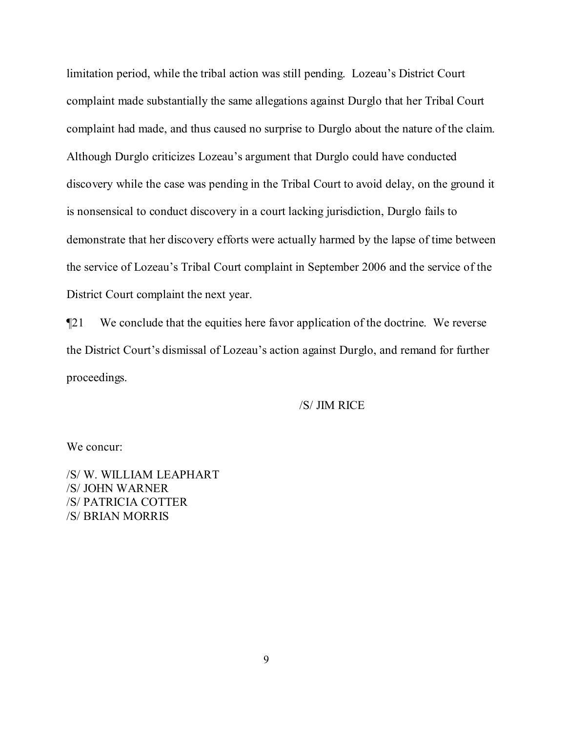limitation period, while the tribal action was still pending. Lozeau's District Court complaint made substantially the same allegations against Durglo that her Tribal Court complaint had made, and thus caused no surprise to Durglo about the nature of the claim. Although Durglo criticizes Lozeau's argument that Durglo could have conducted discovery while the case was pending in the Tribal Court to avoid delay, on the ground it is nonsensical to conduct discovery in a court lacking jurisdiction, Durglo fails to demonstrate that her discovery efforts were actually harmed by the lapse of time between the service of Lozeau's Tribal Court complaint in September 2006 and the service of the District Court complaint the next year.

¶21 We conclude that the equities here favor application of the doctrine. We reverse the District Court's dismissal of Lozeau's action against Durglo, and remand for further proceedings.

/S/ JIM RICE

We concur:

/S/ W. WILLIAM LEAPHART
/S/ JOHN WARNER
/S/ PATRICIA COTTER
/S/ BRIAN MORRIS